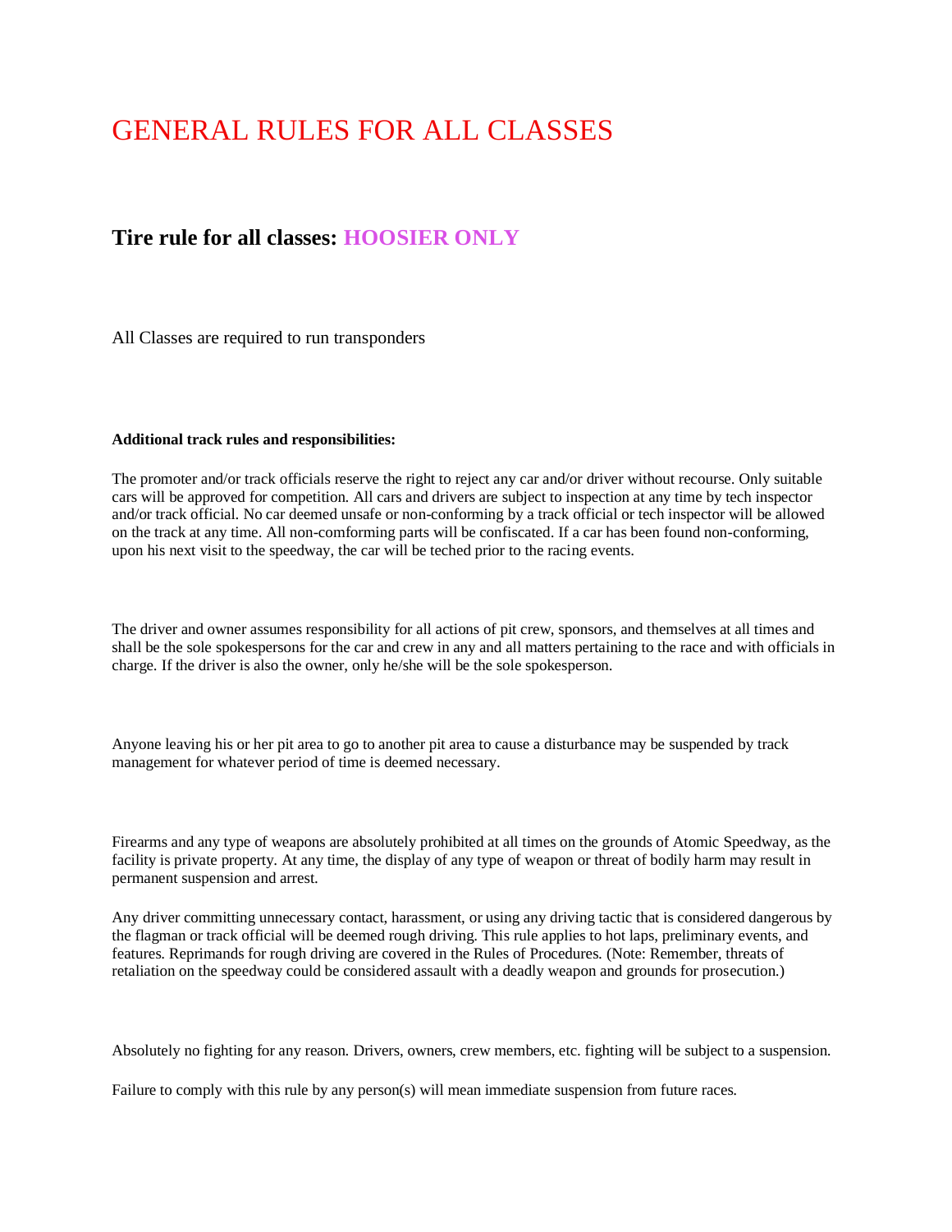# GENERAL RULES FOR ALL CLASSES

## Tire rule for all classes: HOOSIER ONLY

All Classes are required to run transponders

**Additional track rules and responsibilities:**

The promoter and/or track officials reserve the right to reject any car and/or driver without recourse. Only suitable cars will be approved for competition. All cars and drivers are subject to inspection at any time by tech inspector and/or track official. No car deemed unsafe or non-conforming by a track official or tech inspector will be allowed on the track at any time. All non-comforming parts will be confiscated. If a car has been found non-conforming, upon his next visit to the speedway, the car will be teched prior to the racing events.

The driver and owner assumes responsibility for all actions of pit crew, sponsors, and themselves at all times and shall be the sole spokespersons for the car and crew in any and all matters pertaining to the race and with officials in charge. If the driver is also the owner, only he/she will be the sole spokesperson.

Anyone leaving his or her pit area to go to another pit area to cause a disturbance may be suspended by track management for whatever period of time is deemed necessary.

Firearms and any type of weapons are absolutely prohibited at all times on the grounds of Atomic Speedway, as the facility is private property. At any time, the display of any type of weapon or threat of bodily harm may result in permanent suspension and arrest.

Any driver committing unnecessary contact, harassment, or using any driving tactic that is considered dangerous by the flagman or track official will be deemed rough driving. This rule applies to hot laps, preliminary events, and features. Reprimands for rough driving are covered in the Rules of Procedures. (Note: Remember, threats of retaliation on the speedway could be considered assault with a deadly weapon and grounds for prosecution.)

Absolutely no fighting for any reason. Drivers, owners, crew members, etc. fighting will be subject to a suspension.

Failure to comply with this rule by any person(s) will mean immediate suspension from future races.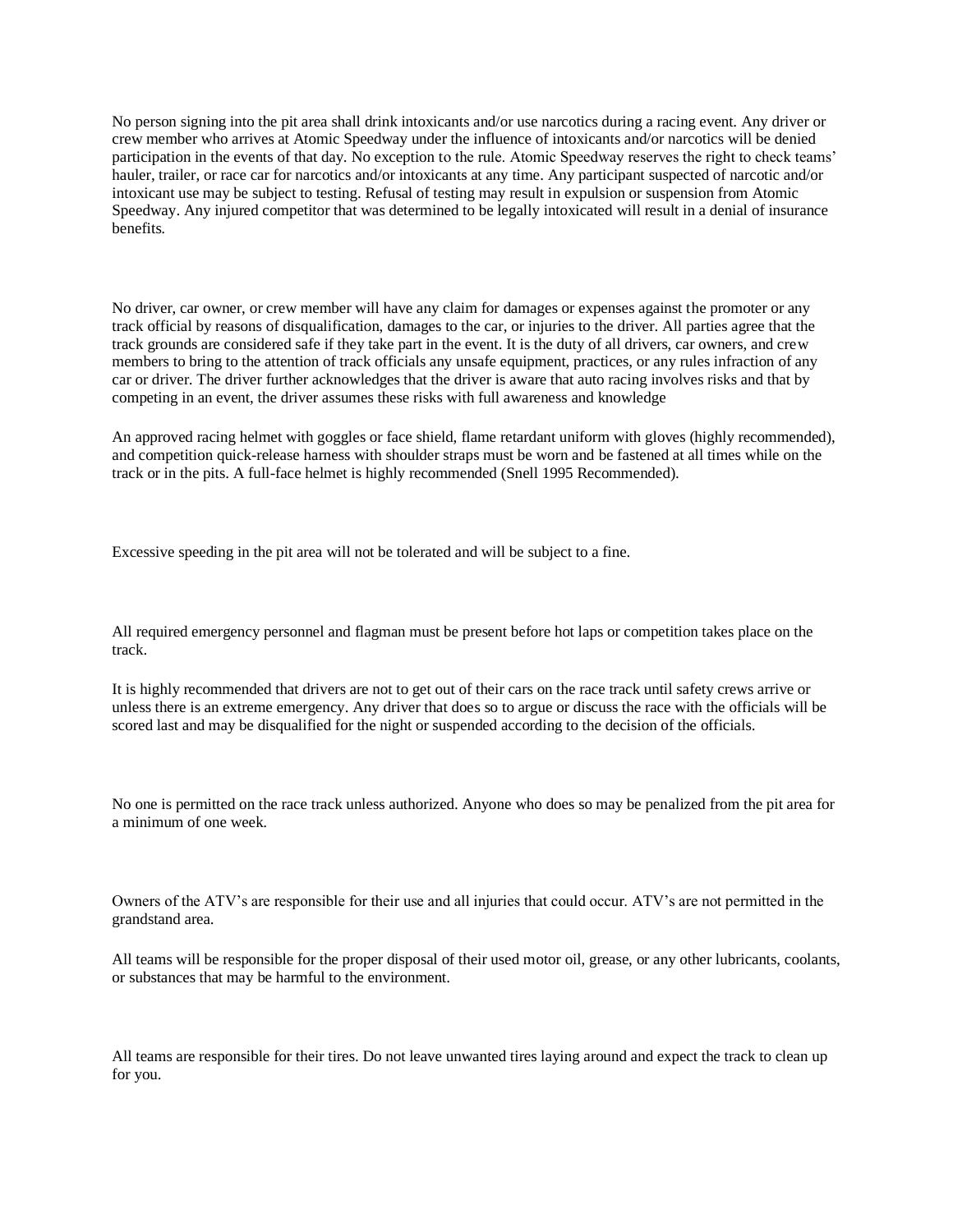No person signing into the pit area shall drink intoxicants and/or use narcotics during a racing event. Any driver or crew member who arrives at Atomic Speedway under the influence of intoxicants and/or narcotics will be denied participation in the events of that day. No exception to the rule. Atomic Speedway reserves the right to check teams' hauler, trailer, or race car for narcotics and/or intoxicants at any time. Any participant suspected of narcotic and/or intoxicant use may be subject to testing. Refusal of testing may result in expulsion or suspension from Atomic Speedway. Any injured competitor that was determined to be legally intoxicated will result in a denial of insurance benefits.

No driver, car owner, or crew member will have any claim for damages or expenses against the promoter or any track official by reasons of disqualification, damages to the car, or injuries to the driver. All parties agree that the track grounds are considered safe if they take part in the event. It is the duty of all drivers, car owners, and crew members to bring to the attention of track officials any unsafe equipment, practices, or any rules infraction of any car or driver. The driver further acknowledges that the driver is aware that auto racing involves risks and that by competing in an event, the driver assumes these risks with full awareness and knowledge

An approved racing helmet with goggles or face shield, flame retardant uniform with gloves (highly recommended), and competition quick-release harness with shoulder straps must be worn and be fastened at all times while on the track or in the pits. A full-face helmet is highly recommended (Snell 1995 Recommended).

Excessive speeding in the pit area will not be tolerated and will be subject to a fine.

All required emergency personnel and flagman must be present before hot laps or competition takes place on the track.

It is highly recommended that drivers are not to get out of their cars on the race track until safety crews arrive or unless there is an extreme emergency. Any driver that does so to argue or discuss the race with the officials will be scored last and may be disqualified for the night or suspended according to the decision of the officials.

No one is permitted on the race track unless authorized. Anyone who does so may be penalized from the pit area for a minimum of one week.

Owners of the ATV's are responsible for their use and all injuries that could occur. ATV's are not permitted in the grandstand area.

All teams will be responsible for the proper disposal of their used motor oil, grease, or any other lubricants, coolants, or substances that may be harmful to the environment.

All teams are responsible for their tires. Do not leave unwanted tires laying around and expect the track to clean up for you.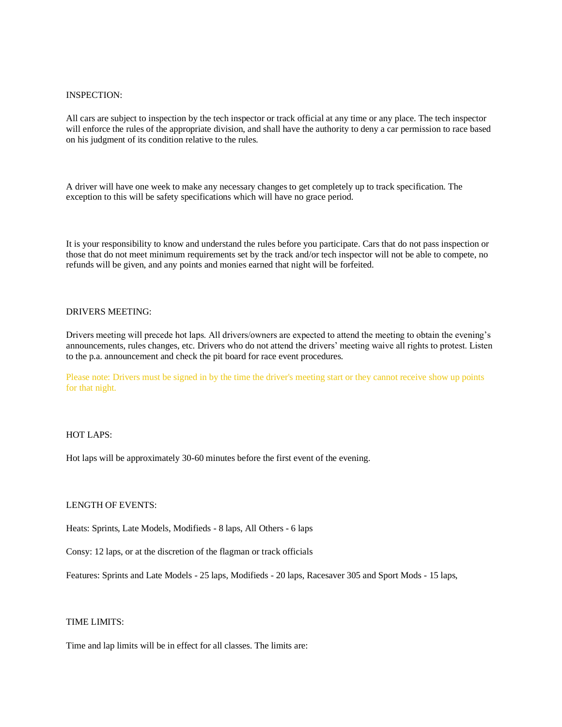INSPECTION:

All cars are subject to inspection by the tech inspector or track official at any time or any place. The tech inspector will enforce the rules of the appropriate division, and shall have the authority to deny a car permission to race based on his judgment of its condition relative to the rules.

A driver will have one week to make any necessary changes to get completely up to track specification. The exception to this will be safety specifications which will have no grace period.

It is your responsibility to know and understand the rules before you participate. Cars that do not pass inspection or those that do not meet minimum requirements set by the track and/or tech inspector will not be able to compete, no refunds will be given, and any points and monies earned that night will be forfeited.

DRIVERS MEETING:

Drivers meeting will precede hot laps. All drivers/owners are expected to attend the meeting to obtain the evening's announcements, rules changes, etc. Drivers who do not attend the drivers' meeting waive all rights to protest. Listen to the p.a. announcement and check the pit board for race event procedures.

Please note: Drivers must be signed in by the time the driver's meeting start or they cannot receive show up points for that night.

HOT LAPS:

Hot laps will be approximately 30-60 minutes before the first event of the evening.

LENGTH OF EVENTS:

Heats: Sprints, Late Models, Modifieds - 8 laps, All Others - 6 laps

Consy: 12 laps, or at the discretion of the flagman or track officials

Features: Sprints and Late Models - 25 laps, Modifieds - 20 laps, Racesaver 305 and Sport Mods - 15 laps,

TIME LIMITS:

Time and lap limits will be in effect for all classes. The limits are: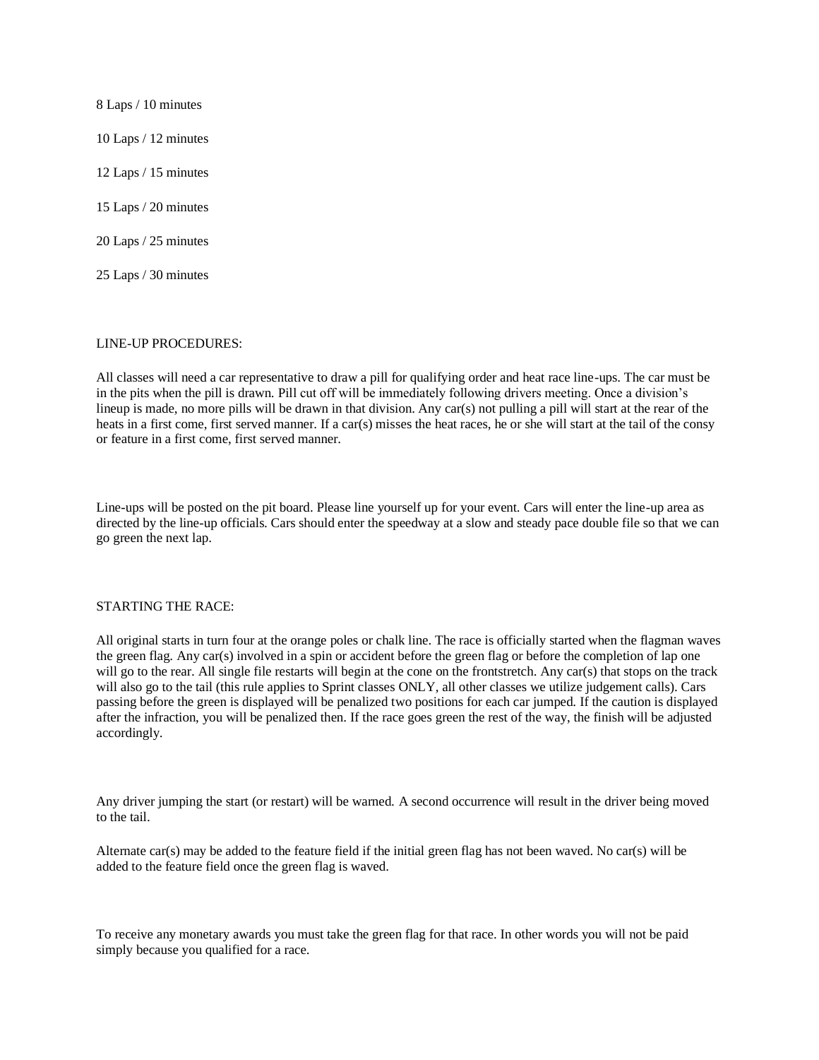8 Laps / 10 minutes

10 Laps / 12 minutes

12 Laps / 15 minutes

15 Laps / 20 minutes

20 Laps / 25 minutes

25 Laps / 30 minutes

LINE-UP PROCEDURES:

All classes will need a car representative to draw a pill for qualifying order and heat race line-ups. The car must be in the pits when the pill is drawn. Pill cut off will be immediately following drivers meeting. Once a division's lineup is made, no more pills will be drawn in that division. Any car(s) not pulling a pill will start at the rear of the heats in a first come, first served manner. If a car(s) misses the heat races, he or she will start at the tail of the consy or feature in a first come, first served manner.

Line-ups will be posted on the pit board. Please line yourself up for your event. Cars will enter the line-up area as directed by the line-up officials. Cars should enter the speedway at a slow and steady pace double file so that we can go green the next lap.

STARTING THE RACE:

All original starts in turn four at the orange poles or chalk line. The race is officially started when the flagman waves the green flag. Any car(s) involved in a spin or accident before the green flag or before the completion of lap one will go to the rear. All single file restarts will begin at the cone on the frontstretch. Any car(s) that stops on the track will also go to the tail (this rule applies to Sprint classes ONLY, all other classes we utilize judgement calls). Cars passing before the green is displayed will be penalized two positions for each car jumped. If the caution is displayed after the infraction, you will be penalized then. If the race goes green the rest of the way, the finish will be adjusted accordingly.

Any driver jumping the start (or restart) will be warned. A second occurrence will result in the driver being moved to the tail.

Alternate car(s) may be added to the feature field if the initial green flag has not been waved. No car(s) will be added to the feature field once the green flag is waved.

To receive any monetary awards you must take the green flag for that race. In other words you will not be paid simply because you qualified for a race.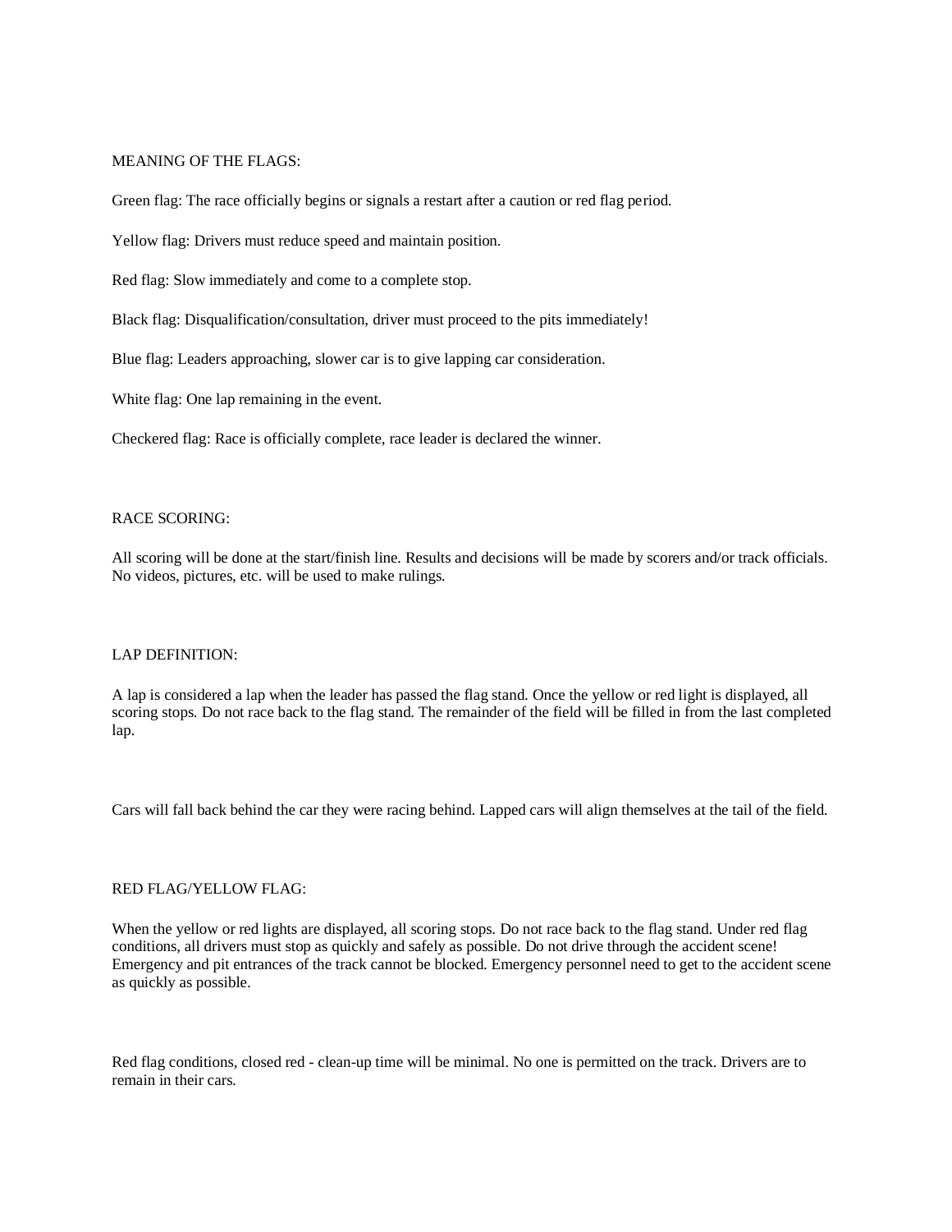## MEANING OF THE FLAGS:

Green flag: The race officially begins or signals a restart after a caution or red flag period.

Yellow flag: Drivers must reduce speed and maintain position.

Red flag: Slow immediately and come to a complete stop.

Black flag: Disqualification/consultation, driver must proceed to the pits immediately!

Blue flag: Leaders approaching, slower car is to give lapping car consideration.

White flag: One lap remaining in the event.

Checkered flag: Race is officially complete, race leader is declared the winner.

## RACE SCORING:

All scoring will be done at the start/finish line. Results and decisions will be made by scorers and/or track officials. No videos, pictures, etc. will be used to make rulings.

## LAP DEFINITION:

A lap is considered a lap when the leader has passed the flag stand. Once the yellow or red light is displayed, all scoring stops. Do not race back to the flag stand. The remainder of the field will be filled in from the last completed lap.

Cars will fall back behind the car they were racing behind. Lapped cars will align themselves at the tail of the field.

## RED FLAG/YELLOW FLAG:

When the yellow or red lights are displayed, all scoring stops. Do not race back to the flag stand. Under red flag conditions, all drivers must stop as quickly and safely as possible. Do not drive through the accident scene! Emergency and pit entrances of the track cannot be blocked. Emergency personnel need to get to the accident scene as quickly as possible.

Red flag conditions, closed red - clean-up time will be minimal. No one is permitted on the track. Drivers are to remain in their cars.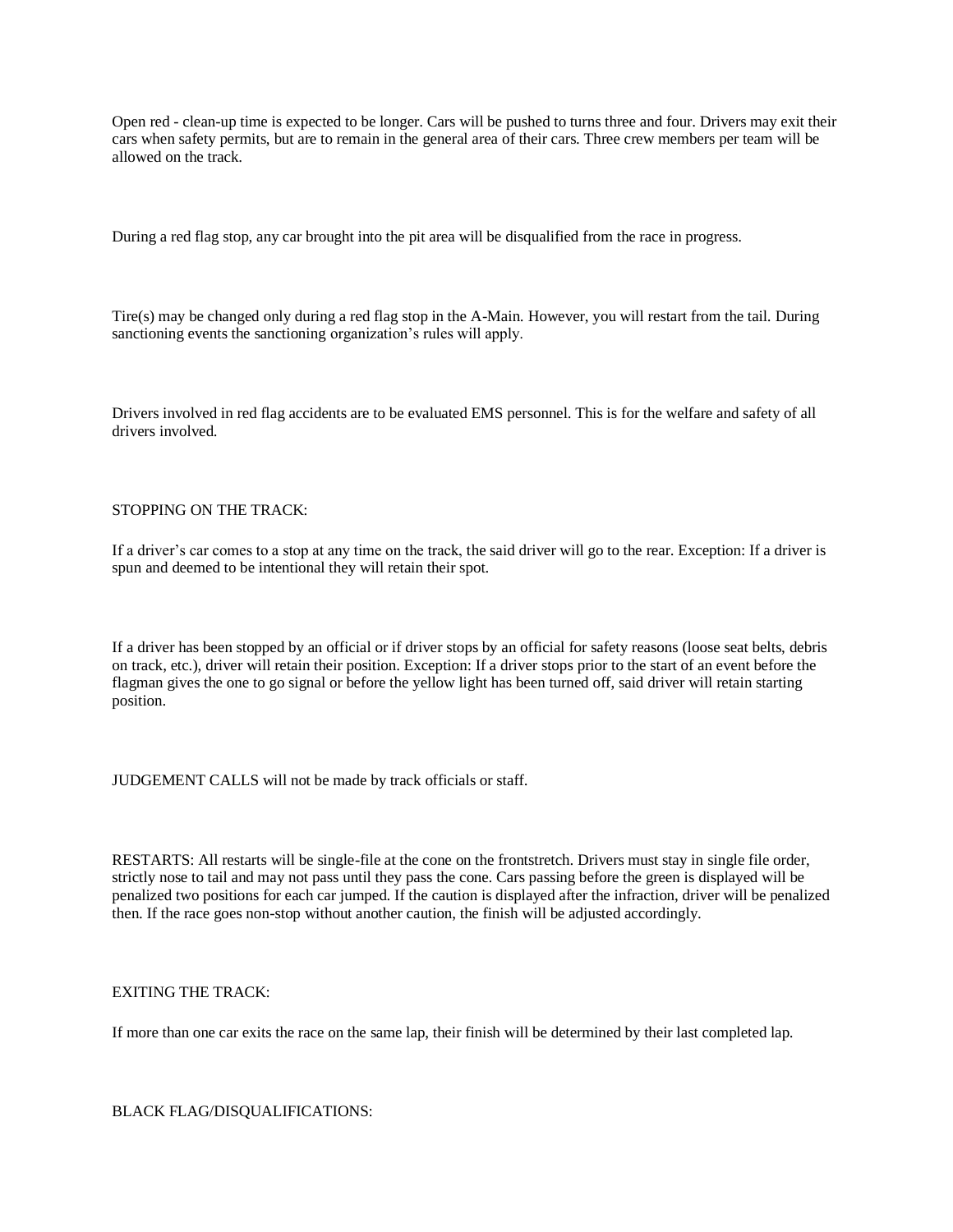Open red - clean-up time is expected to be longer. Cars will be pushed to turns three and four. Drivers may exit their cars when safety permits, but are to remain in the general area of their cars. Three crew members per team will be allowed on the track.

During a red flag stop, any car brought into the pit area will be disqualified from the race in progress.

Tire(s) may be changed only during a red flag stop in the A-Main. However, you will restart from the tail. During sanctioning events the sanctioning organization's rules will apply.

Drivers involved in red flag accidents are to be evaluated EMS personnel. This is for the welfare and safety of all drivers involved.

STOPPING ON THE TRACK:

If a driver's car comes to a stop at any time on the track, the said driver will go to the rear. Exception: If a driver is spun and deemed to be intentional they will retain their spot.

If a driver has been stopped by an official or if driver stops by an official for safety reasons (loose seat belts, debris on track, etc.), driver will retain their position. Exception: If a driver stops prior to the start of an event before the flagman gives the one to go signal or before the yellow light has been turned off, said driver will retain starting position.

JUDGEMENT CALLS will not be made by track officials or staff.

RESTARTS: All restarts will be single-file at the cone on the frontstretch. Drivers must stay in single file order, strictly nose to tail and may not pass until they pass the cone. Cars passing before the green is displayed will be penalized two positions for each car jumped. If the caution is displayed after the infraction, driver will be penalized then. If the race goes non-stop without another caution, the finish will be adjusted accordingly.

EXITING THE TRACK:

If more than one car exits the race on the same lap, their finish will be determined by their last completed lap.

BLACK FLAG/DISQUALIFICATIONS: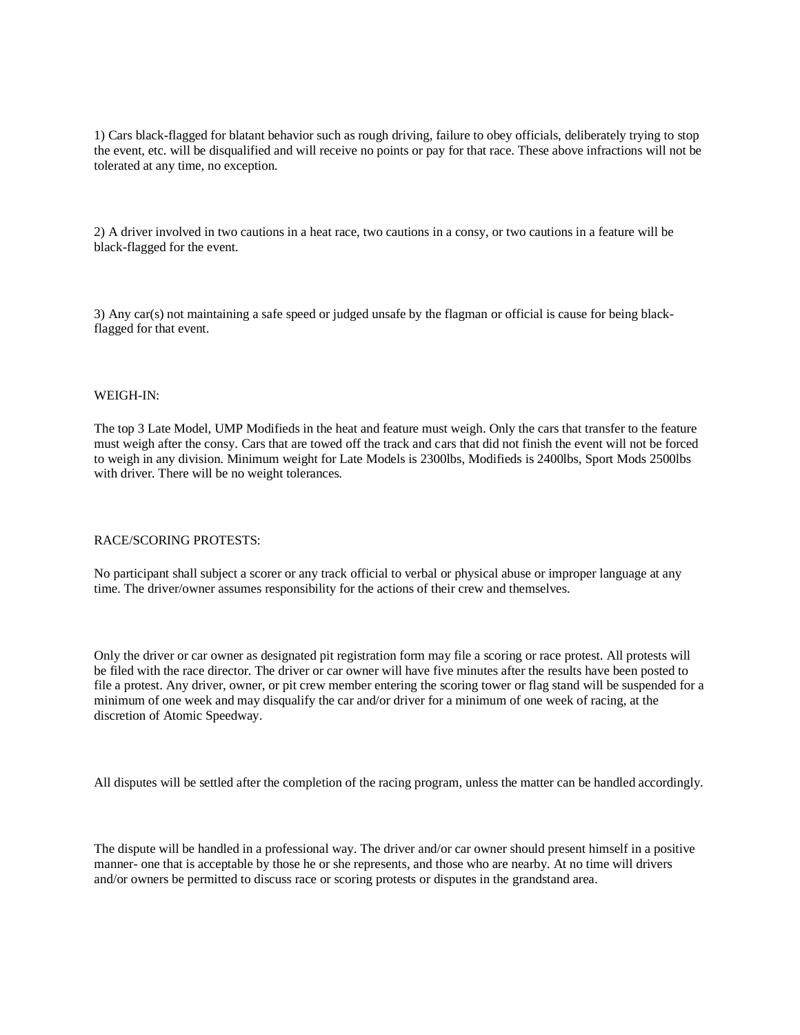1) Cars black-flagged for blatant behavior such as rough driving, failure to obey officials, deliberately trying to stop the event, etc. will be disqualified and will receive no points or pay for that race. These above infractions will not be tolerated at any time, no exception.

2) A driver involved in two cautions in a heat race, two cautions in a consy, or two cautions in a feature will be black-flagged for the event.

3) Any car(s) not maintaining a safe speed or judged unsafe by the flagman or official is cause for being black-flagged for that event.

WEIGH-IN:

The top 3 Late Model, UMP Modifieds in the heat and feature must weigh. Only the cars that transfer to the feature must weigh after the consy. Cars that are towed off the track and cars that did not finish the event will not be forced to weigh in any division. Minimum weight for Late Models is 2300lbs, Modifieds is 2400lbs, Sport Mods 2500lbs with driver. There will be no weight tolerances.

RACE/SCORING PROTESTS:

No participant shall subject a scorer or any track official to verbal or physical abuse or improper language at any time. The driver/owner assumes responsibility for the actions of their crew and themselves.

Only the driver or car owner as designated pit registration form may file a scoring or race protest. All protests will be filed with the race director. The driver or car owner will have five minutes after the results have been posted to file a protest. Any driver, owner, or pit crew member entering the scoring tower or flag stand will be suspended for a minimum of one week and may disqualify the car and/or driver for a minimum of one week of racing, at the discretion of Atomic Speedway.

All disputes will be settled after the completion of the racing program, unless the matter can be handled accordingly.

The dispute will be handled in a professional way. The driver and/or car owner should present himself in a positive manner- one that is acceptable by those he or she represents, and those who are nearby. At no time will drivers and/or owners be permitted to discuss race or scoring protests or disputes in the grandstand area.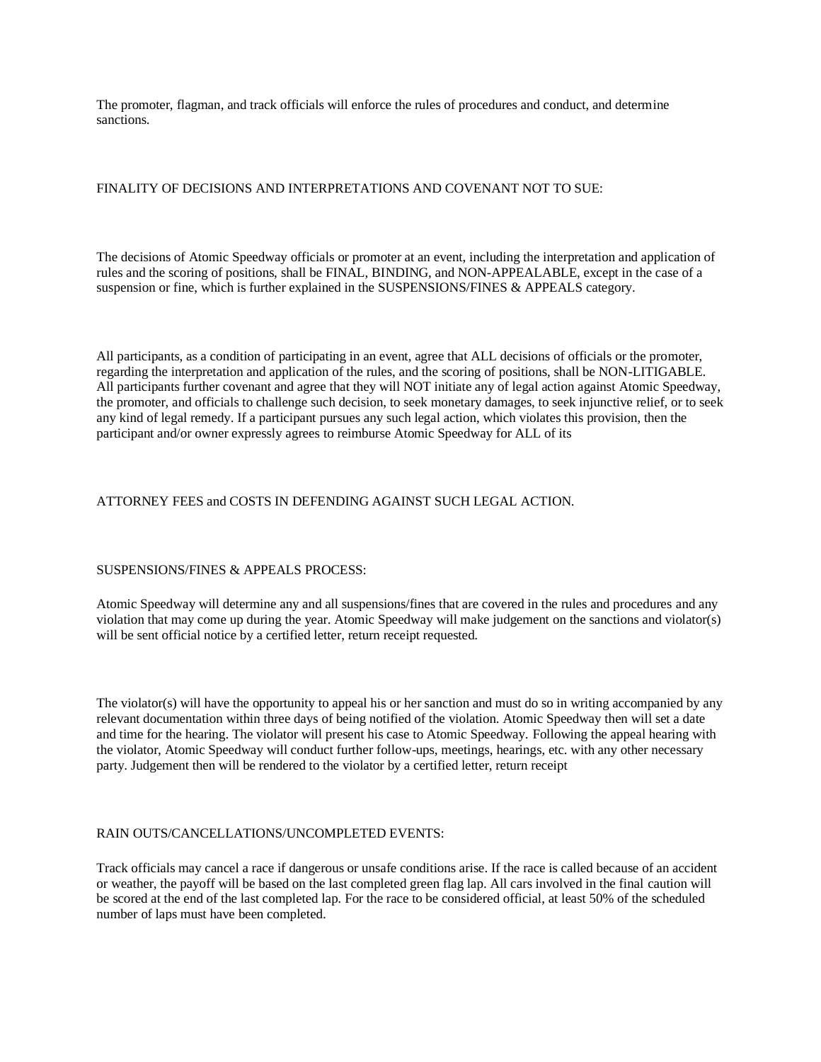The promoter, flagman, and track officials will enforce the rules of procedures and conduct, and determine sanctions.

FINALITY OF DECISIONS AND INTERPRETATIONS AND COVENANT NOT TO SUE:

The decisions of Atomic Speedway officials or promoter at an event, including the interpretation and application of rules and the scoring of positions, shall be FINAL, BINDING, and NON-APPEALABLE, except in the case of a suspension or fine, which is further explained in the SUSPENSIONS/FINES & APPEALS category.

All participants, as a condition of participating in an event, agree that ALL decisions of officials or the promoter, regarding the interpretation and application of the rules, and the scoring of positions, shall be NON-LITIGABLE. All participants further covenant and agree that they will NOT initiate any of legal action against Atomic Speedway, the promoter, and officials to challenge such decision, to seek monetary damages, to seek injunctive relief, or to seek any kind of legal remedy. If a participant pursues any such legal action, which violates this provision, then the participant and/or owner expressly agrees to reimburse Atomic Speedway for ALL of its

ATTORNEY FEES and COSTS IN DEFENDING AGAINST SUCH LEGAL ACTION.

SUSPENSIONS/FINES & APPEALS PROCESS:

Atomic Speedway will determine any and all suspensions/fines that are covered in the rules and procedures and any violation that may come up during the year. Atomic Speedway will make judgement on the sanctions and violator(s) will be sent official notice by a certified letter, return receipt requested.

The violator(s) will have the opportunity to appeal his or her sanction and must do so in writing accompanied by any relevant documentation within three days of being notified of the violation. Atomic Speedway then will set a date and time for the hearing. The violator will present his case to Atomic Speedway. Following the appeal hearing with the violator, Atomic Speedway will conduct further follow-ups, meetings, hearings, etc. with any other necessary party. Judgement then will be rendered to the violator by a certified letter, return receipt

RAIN OUTS/CANCELLATIONS/UNCOMPLETED EVENTS:

Track officials may cancel a race if dangerous or unsafe conditions arise. If the race is called because of an accident or weather, the payoff will be based on the last completed green flag lap. All cars involved in the final caution will be scored at the end of the last completed lap. For the race to be considered official, at least 50% of the scheduled number of laps must have been completed.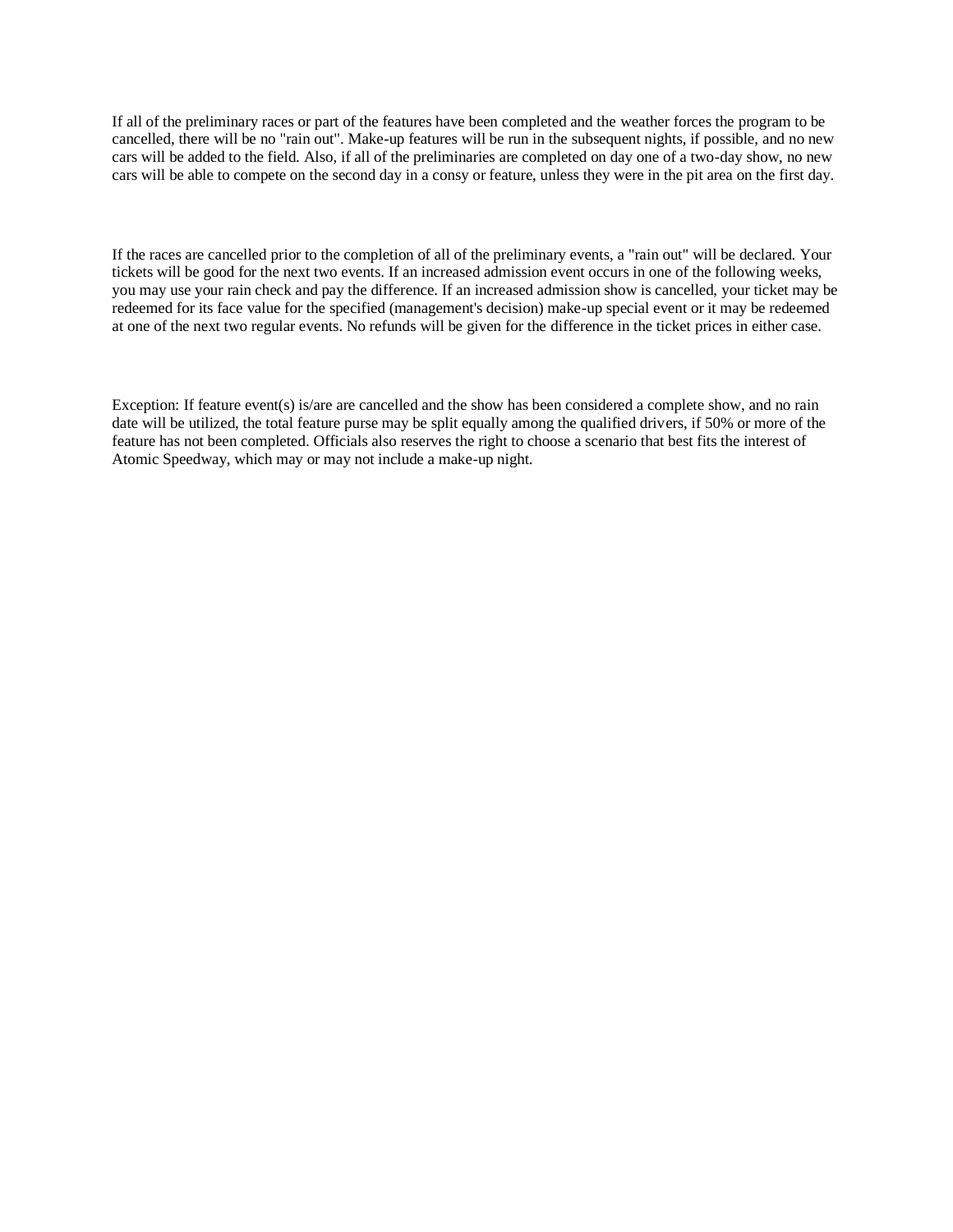If all of the preliminary races or part of the features have been completed and the weather forces the program to be cancelled, there will be no "rain out". Make-up features will be run in the subsequent nights, if possible, and no new cars will be added to the field. Also, if all of the preliminaries are completed on day one of a two-day show, no new cars will be able to compete on the second day in a consy or feature, unless they were in the pit area on the first day.

If the races are cancelled prior to the completion of all of the preliminary events, a "rain out" will be declared. Your tickets will be good for the next two events. If an increased admission event occurs in one of the following weeks, you may use your rain check and pay the difference. If an increased admission show is cancelled, your ticket may be redeemed for its face value for the specified (management's decision) make-up special event or it may be redeemed at one of the next two regular events. No refunds will be given for the difference in the ticket prices in either case.

Exception: If feature event(s) is/are are cancelled and the show has been considered a complete show, and no rain date will be utilized, the total feature purse may be split equally among the qualified drivers, if 50% or more of the feature has not been completed. Officials also reserves the right to choose a scenario that best fits the interest of Atomic Speedway, which may or may not include a make-up night.